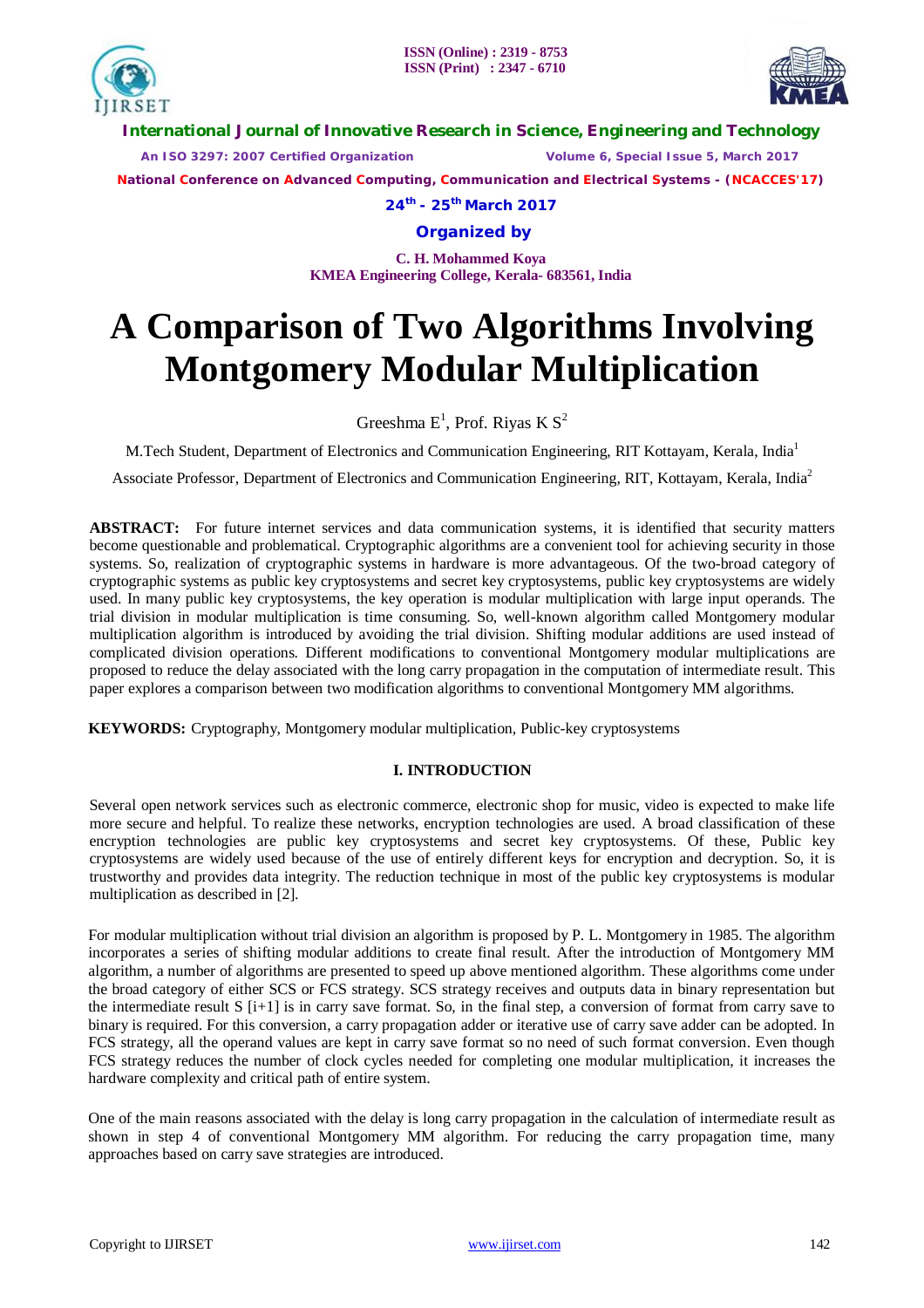# A Comparison of Two Algorithms Involving Montgomery Modular Multiplication

Greeshma E[1], Prof. Riyas K S[2]

M.Tech Student, Department of Electronics and Communication Engineering, RIT Kottayam, Kerala, India[1]

Associate Professor, Department of Electronics and Communication Engineering, RIT, Kottayam, Kerala, India[2]

**ABSTRACT:** For future internet services and data communication systems, it is identified that security matters become questionable and problematical. Cryptographic algorithms are a convenient tool for achieving security in those systems. So, realization of cryptographic systems in hardware is more advantageous. Of the two-broad category of cryptographic systems as public key cryptosystems and secret key cryptosystems, public key cryptosystems are widely used. In many public key cryptosystems, the key operation is modular multiplication with large input operands. The trial division in modular multiplication is time consuming. So, well-known algorithm called Montgomery modular multiplication algorithm is introduced by avoiding the trial division. Shifting modular additions are used instead of complicated division operations. Different modifications to conventional Montgomery modular multiplications are proposed to reduce the delay associated with the long carry propagation in the computation of intermediate result. This paper explores a comparison between two modification algorithms to conventional Montgomery MM algorithms.

**KEYWORDS:** Cryptography, Montgomery modular multiplication, Public-key cryptosystems

## I. INTRODUCTION

Several open network services such as electronic commerce, electronic shop for music, video is expected to make life more secure and helpful. To realize these networks, encryption technologies are used. A broad classification of these encryption technologies are public key cryptosystems and secret key cryptosystems. Of these, Public key cryptosystems are widely used because of the use of entirely different keys for encryption and decryption. So, it is trustworthy and provides data integrity. The reduction technique in most of the public key cryptosystems is modular multiplication as described in [2].

For modular multiplication without trial division an algorithm is proposed by P. L. Montgomery in 1985. The algorithm incorporates a series of shifting modular additions to create final result. After the introduction of Montgomery MM algorithm, a number of algorithms are presented to speed up above mentioned algorithm. These algorithms come under the broad category of either SCS or FCS strategy. SCS strategy receives and outputs data in binary representation but the intermediate result S [i+1] is in carry save format. So, in the final step, a conversion of format from carry save to binary is required. For this conversion, a carry propagation adder or iterative use of carry save adder can be adopted. In FCS strategy, all the operand values are kept in carry save format so no need of such format conversion. Even though FCS strategy reduces the number of clock cycles needed for completing one modular multiplication, it increases the hardware complexity and critical path of entire system.

One of the main reasons associated with the delay is long carry propagation in the calculation of intermediate result as shown in step 4 of conventional Montgomery MM algorithm. For reducing the carry propagation time, many approaches based on carry save strategies are introduced.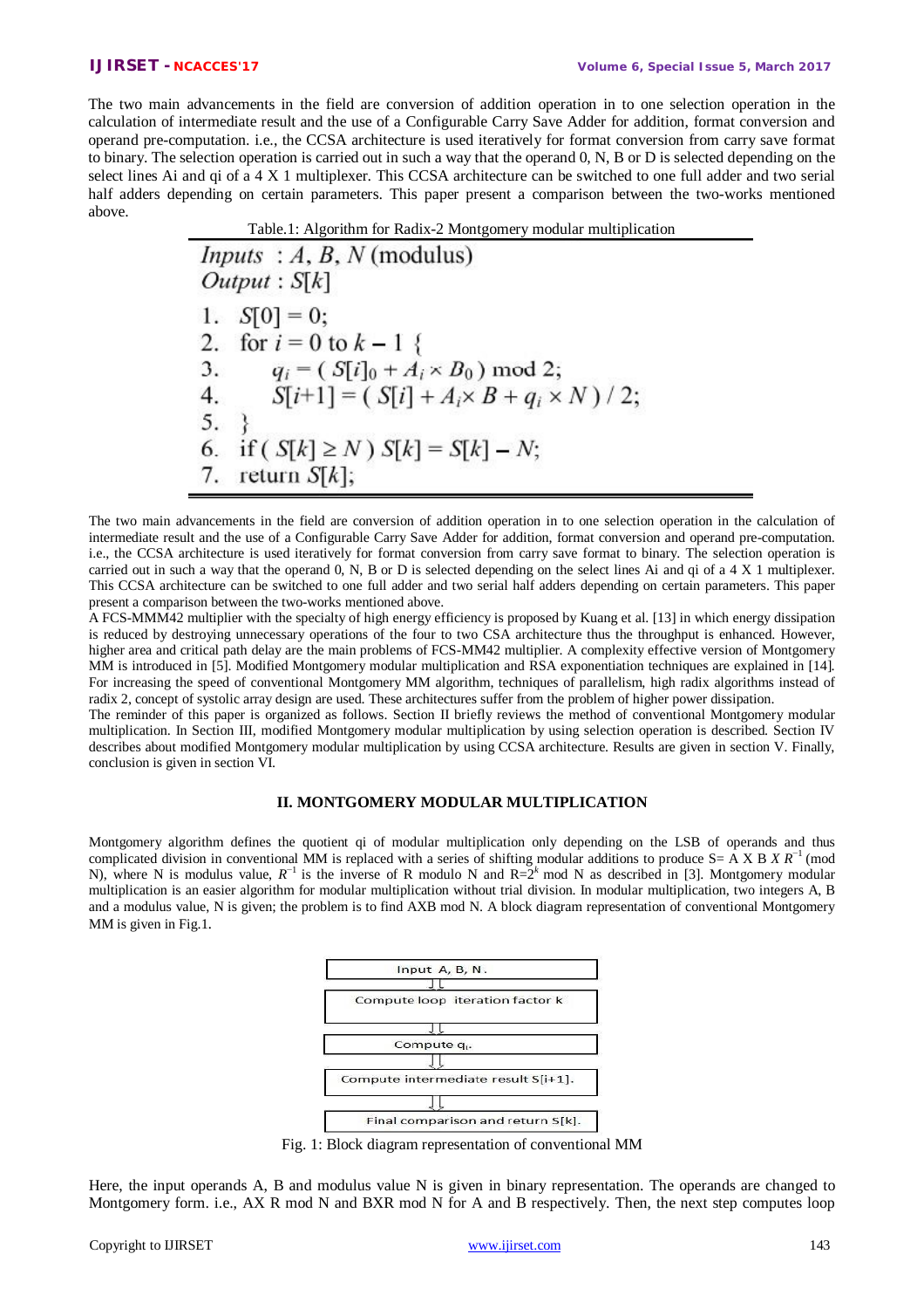The two main advancements in the field are conversion of addition operation in to one selection operation in the calculation of intermediate result and the use of a Configurable Carry Save Adder for addition, format conversion and operand pre-computation. i.e., the CCSA architecture is used iteratively for format conversion from carry save format to binary. The selection operation is carried out in such a way that the operand 0, N, B or D is selected depending on the select lines Ai and qi of a 4 X 1 multiplexer. This CCSA architecture can be switched to one full adder and two serial half adders depending on certain parameters. This paper present a comparison between the two-works mentioned above.

Table.1: Algorithm for Radix-2 Montgomery modular multiplication

*Inputs* : $A, B, N$ (modulus)
*Output* : $S[k]$

1. $S[0] = 0;$
2. for $i = 0$ to $k - 1$ {
3. $\quad q_i = (\, S[i]_0 + A_i \times B_0 \,) \bmod 2;$
4. $\quad S[i{+}1] = (\, S[i] + A_i \times B + q_i \times N \,) / 2;$
5. }
6. if ( $S[k] \geq N$ ) $S[k] = S[k] - N;$
7. return $S[k];$

The two main advancements in the field are conversion of addition operation in to one selection operation in the calculation of intermediate result and the use of a Configurable Carry Save Adder for addition, format conversion and operand pre-computation. i.e., the CCSA architecture is used iteratively for format conversion from carry save format to binary. The selection operation is carried out in such a way that the operand 0, N, B or D is selected depending on the select lines Ai and qi of a 4 X 1 multiplexer. This CCSA architecture can be switched to one full adder and two serial half adders depending on certain parameters. This paper present a comparison between the two-works mentioned above.

A FCS-MMM42 multiplier with the specialty of high energy efficiency is proposed by Kuang et al. [13] in which energy dissipation is reduced by destroying unnecessary operations of the four to two CSA architecture thus the throughput is enhanced. However, higher area and critical path delay are the main problems of FCS-MM42 multiplier. A complexity effective version of Montgomery MM is introduced in [5]. Modified Montgomery modular multiplication and RSA exponentiation techniques are explained in [14]. For increasing the speed of conventional Montgomery MM algorithm, techniques of parallelism, high radix algorithms instead of radix 2, concept of systolic array design are used. These architectures suffer from the problem of higher power dissipation.

The reminder of this paper is organized as follows. Section II briefly reviews the method of conventional Montgomery modular multiplication. In Section III, modified Montgomery modular multiplication by using selection operation is described. Section IV describes about modified Montgomery modular multiplication by using CCSA architecture. Results are given in section V. Finally, conclusion is given in section VI.

## II. MONTGOMERY MODULAR MULTIPLICATION

Montgomery algorithm defines the quotient qi of modular multiplication only depending on the LSB of operands and thus complicated division in conventional MM is replaced with a series of shifting modular additions to produce S= A X B $X\ R^{-1}$ (mod N), where N is modulus value, $R^{-1}$ is the inverse of R modulo N and R=$2^k$ mod N as described in [3]. Montgomery modular multiplication is an easier algorithm for modular multiplication without trial division. In modular multiplication, two integers A, B and a modulus value, N is given; the problem is to find AXB mod N. A block diagram representation of conventional Montgomery MM is given in Fig.1.

Input A, B, N .
↓
Compute loop iteration factor k
↓
Compute $q_i$.
↓
Compute intermediate result S[i+1].
↓
Final comparison and return S[k].

Fig. 1: Block diagram representation of conventional MM

Here, the input operands A, B and modulus value N is given in binary representation. The operands are changed to Montgomery form. i.e., AX R mod N and BXR mod N for A and B respectively. Then, the next step computes loop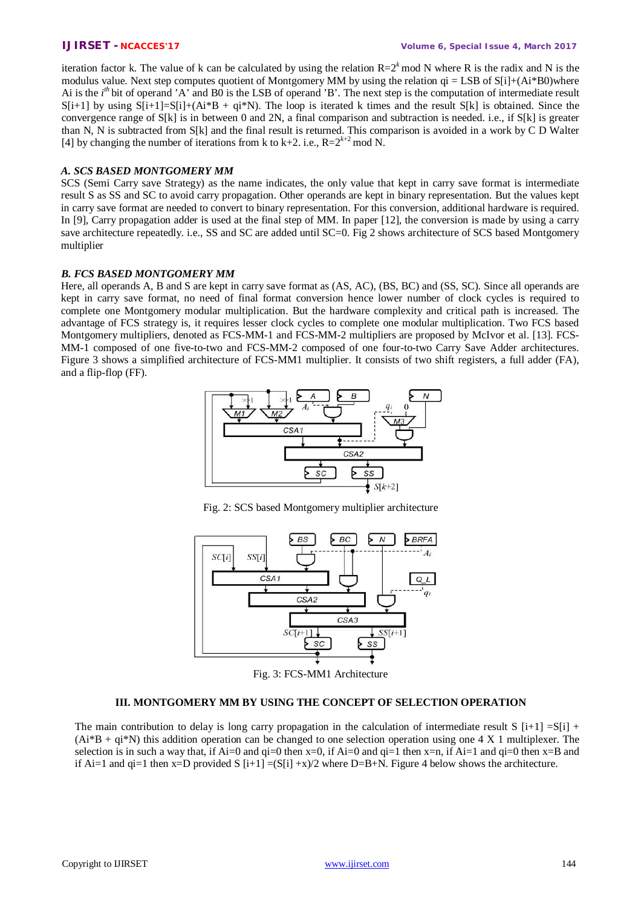iteration factor k. The value of k can be calculated by using the relation $R=2^k \bmod N$ where R is the radix and N is the modulus value. Next step computes quotient of Montgomery MM by using the relation qi = LSB of S[i]+(Ai*B0)where Ai is the $i^{th}$ bit of operand 'A' and B0 is the LSB of operand 'B'. The next step is the computation of intermediate result S[i+1] by using S[i+1]=S[i]+(Ai*B + qi*N). The loop is iterated k times and the result S[k] is obtained. Since the convergence range of S[k] is in between 0 and 2N, a final comparison and subtraction is needed. i.e., if S[k] is greater than N, N is subtracted from S[k] and the final result is returned. This comparison is avoided in a work by C D Walter [4] by changing the number of iterations from k to k+2. i.e., $R=2^{k+2} \bmod N$.

### A. SCS BASED MONTGOMERY MM

SCS (Semi Carry save Strategy) as the name indicates, the only value that kept in carry save format is intermediate result S as SS and SC to avoid carry propagation. Other operands are kept in binary representation. But the values kept in carry save format are needed to convert to binary representation. For this conversion, additional hardware is required. In [9], Carry propagation adder is used at the final step of MM. In paper [12], the conversion is made by using a carry save architecture repeatedly. i.e., SS and SC are added until SC=0. Fig 2 shows architecture of SCS based Montgomery multiplier

### B. FCS BASED MONTGOMERY MM

Here, all operands A, B and S are kept in carry save format as (AS, AC), (BS, BC) and (SS, SC). Since all operands are kept in carry save format, no need of final format conversion hence lower number of clock cycles is required to complete one Montgomery modular multiplication. But the hardware complexity and critical path is increased. The advantage of FCS strategy is, it requires lesser clock cycles to complete one modular multiplication. Two FCS based Montgomery multipliers, denoted as FCS-MM-1 and FCS-MM-2 multipliers are proposed by McIvor et al. [13]. FCS-MM-1 composed of one five-to-two and FCS-MM-2 composed of one four-to-two Carry Save Adder architectures. Figure 3 shows a simplified architecture of FCS-MM1 multiplier. It consists of two shift registers, a full adder (FA), and a flip-flop (FF).

Fig. 2: SCS based Montgomery multiplier architecture

Fig. 3: FCS-MM1 Architecture

## III. MONTGOMERY MM BY USING THE CONCEPT OF SELECTION OPERATION

The main contribution to delay is long carry propagation in the calculation of intermediate result S [i+1] =S[i] + (Ai*B + qi*N) this addition operation can be changed to one selection operation using one 4 X 1 multiplexer. The selection is in such a way that, if Ai=0 and qi=0 then x=0, if Ai=0 and qi=1 then x=n, if Ai=1 and qi=0 then x=B and if Ai=1 and qi=1 then x=D provided S [i+1] =(S[i] +x)/2 where D=B+N. Figure 4 below shows the architecture.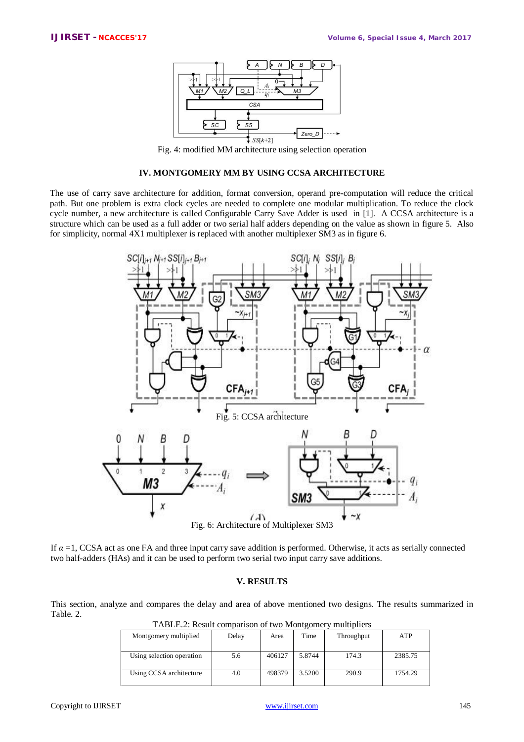Fig. 4: modified MM architecture using selection operation

## IV. MONTGOMERY MM BY USING CCSA ARCHITECTURE

The use of carry save architecture for addition, format conversion, operand pre-computation will reduce the critical path. But one problem is extra clock cycles are needed to complete one modular multiplication. To reduce the clock cycle number, a new architecture is called Configurable Carry Save Adder is used in [1]. A CCSA architecture is a structure which can be used as a full adder or two serial half adders depending on the value as shown in figure 5. Also for simplicity, normal 4X1 multiplexer is replaced with another multiplexer SM3 as in figure 6.

Fig. 5: CCSA architecture

Fig. 6: Architecture of Multiplexer SM3

If $\alpha$ =1, CCSA act as one FA and three input carry save addition is performed. Otherwise, it acts as serially connected two half-adders (HAs) and it can be used to perform two serial two input carry save additions.

## V. RESULTS

This section, analyze and compares the delay and area of above mentioned two designs. The results summarized in Table. 2.

TABLE.2: Result comparison of two Montgomery multipliers

| Montgomery multiplied | Delay | Area | Time | Throughput | ATP |
|---|---|---|---|---|---|
| Using selection operation | 5.6 | 406127 | 5.8744 | 174.3 | 2385.75 |
| Using CCSA architecture | 4.0 | 498379 | 3.5200 | 290.9 | 1754.29 |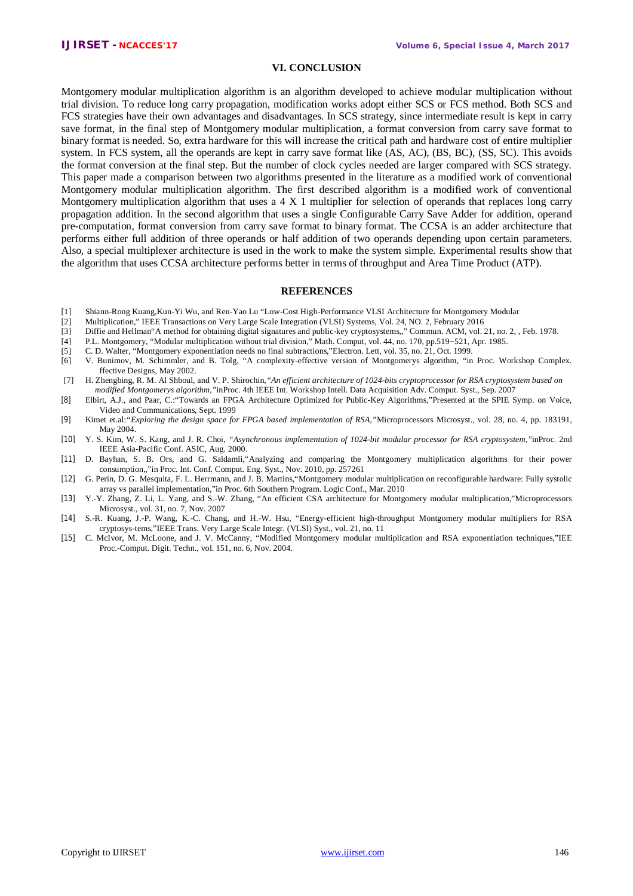## VI. CONCLUSION

Montgomery modular multiplication algorithm is an algorithm developed to achieve modular multiplication without trial division. To reduce long carry propagation, modification works adopt either SCS or FCS method. Both SCS and FCS strategies have their own advantages and disadvantages. In SCS strategy, since intermediate result is kept in carry save format, in the final step of Montgomery modular multiplication, a format conversion from carry save format to binary format is needed. So, extra hardware for this will increase the critical path and hardware cost of entire multiplier system. In FCS system, all the operands are kept in carry save format like (AS, AC), (BS, BC), (SS, SC). This avoids the format conversion at the final step. But the number of clock cycles needed are larger compared with SCS strategy. This paper made a comparison between two algorithms presented in the literature as a modified work of conventional Montgomery modular multiplication algorithm. The first described algorithm is a modified work of conventional Montgomery multiplication algorithm that uses a 4 X 1 multiplier for selection of operands that replaces long carry propagation addition. In the second algorithm that uses a single Configurable Carry Save Adder for addition, operand pre-computation, format conversion from carry save format to binary format. The CCSA is an adder architecture that performs either full addition of three operands or half addition of two operands depending upon certain parameters. Also, a special multiplexer architecture is used in the work to make the system simple. Experimental results show that the algorithm that uses CCSA architecture performs better in terms of throughput and Area Time Product (ATP).

## REFERENCES

[1] Shiann-Rong Kuang,Kun-Yi Wu, and Ren-Yao Lu "Low-Cost High-Performance VLSI Architecture for Montgomery Modular

[2] Multiplication," IEEE Transactions on Very Large Scale Integration (VLSI) Systems, Vol. 24, NO. 2, February 2016

[3] Diffie and Hellman"A method for obtaining digital signatures and public-key cryptosystems,," Commun. ACM, vol. 21, no. 2, , Feb. 1978.

[4] P.L. Montgomery, "Modular multiplication without trial division," Math. Comput, vol. 44, no. 170, pp.519−521, Apr. 1985.

[5] C. D. Walter, "Montgomery exponentiation needs no final subtractions,"Electron. Lett, vol. 35, no. 21, Oct. 1999.

[6] V. Bunimov, M. Schimmler, and B. Tolg, "A complexity-effective version of Montgomerys algorithm, "in Proc. Workshop Complex. ffective Designs, May 2002.

[7] H. Zhengbing, R. M. Al Shboul, and V. P. Shirochin,*"An efficient architecture of 1024-bits cryptoprocessor for RSA cryptosystem based on modified Montgomerys algorithm,"*inProc. 4th IEEE Int. Workshop Intell. Data Acquisition Adv. Comput. Syst., Sep. 2007

[8] Elbirt, A.J., and Paar, C.:"Towards an FPGA Architecture Optimized for Public-Key Algorithms,"Presented at the SPIE Symp. on Voice, Video and Communications, Sept. 1999

[9] Kimet et.al:*"Exploring the design space for FPGA based implementation of RSA,"*Microprocessors Microsyst., vol. 28, no. 4, pp. 183191, May 2004.

[10] Y. S. Kim, W. S. Kang, and J. R. Choi, *"Asynchronous implementation of 1024-bit modular processor for RSA cryptosystem,"*inProc. 2nd IEEE Asia-Pacific Conf. ASIC, Aug. 2000.

[11] D. Bayhan, S. B. Ors, and G. Saldamli,"Analyzing and comparing the Montgomery multiplication algorithms for their power consumption,,"in Proc. Int. Conf. Comput. Eng. Syst., Nov. 2010, pp. 257261

[12] G. Perin, D. G. Mesquita, F. L. Herrmann, and J. B. Martins,"Montgomery modular multiplication on reconfigurable hardware: Fully systolic array vs parallel implementation,"in Proc. 6th Southern Program. Logic Conf., Mar. 2010

[13] Y.-Y. Zhang, Z. Li, L. Yang, and S.-W. Zhang, "An efficient CSA architecture for Montgomery modular multiplication,"Microprocessors Microsyst., vol. 31, no. 7, Nov. 2007

[14] S.-R. Kuang, J.-P. Wang, K.-C. Chang, and H.-W. Hsu, "Energy-efficient high-throughput Montgomery modular multipliers for RSA cryptosys-tems,"IEEE Trans. Very Large Scale Integr. (VLSI) Syst., vol. 21, no. 11

[15] C. McIvor, M. McLoone, and J. V. McCanny, "Modified Montgomery modular multiplication and RSA exponentiation techniques,"IEE Proc.-Comput. Digit. Techn., vol. 151, no. 6, Nov. 2004.